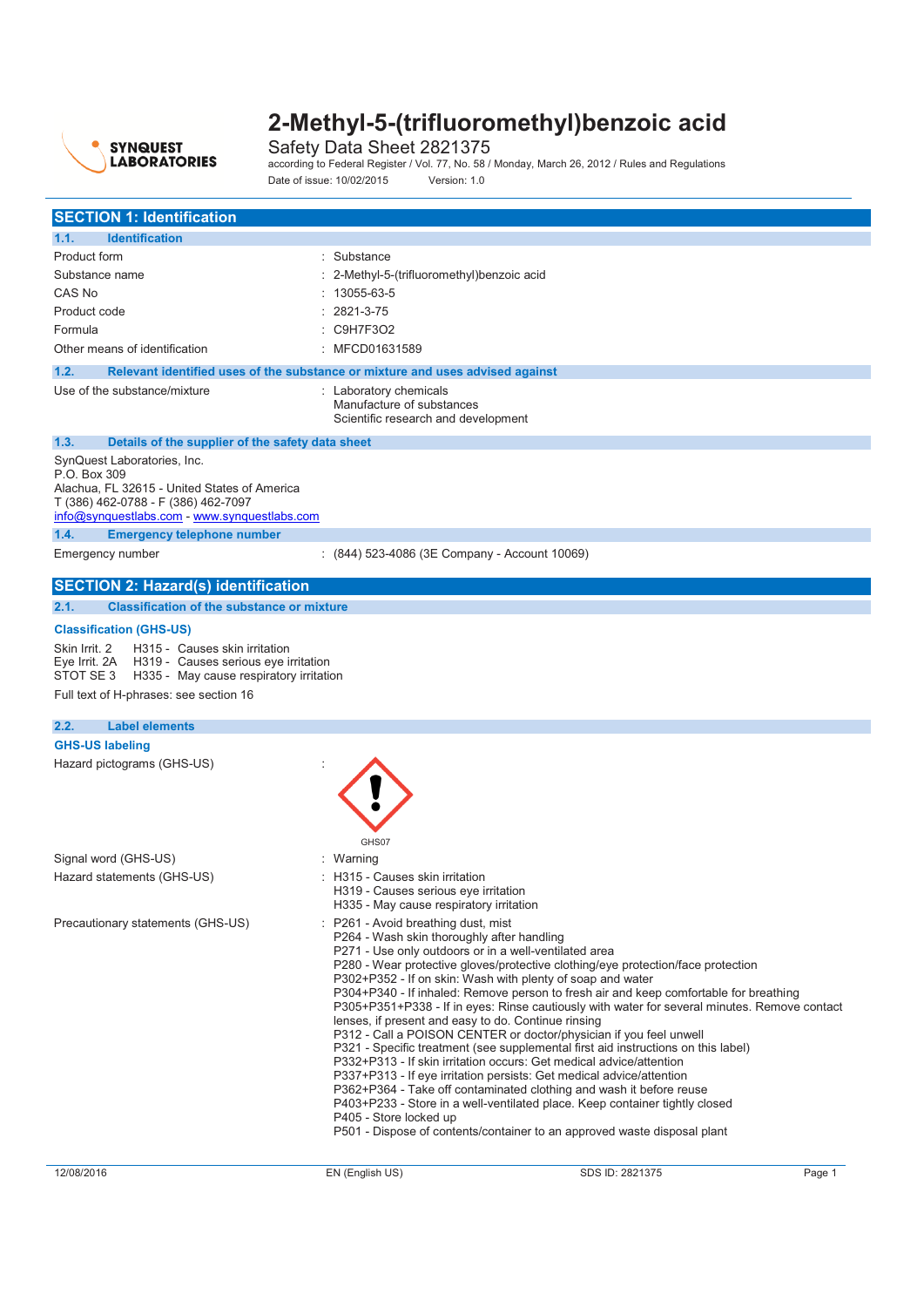# 2-Methyl-5-(trifluoromethyl)benzoic acid

Safety Data Sheet 2821375

according to Federal Register / Vol. 77, No. 58 / Monday, March 26, 2012 / Rules and Regulations

Date of issue: 10/02/2015 Version: 1.0

## SECTION 1: Identification

### 1.1. Identification

| | |
|---|---|
| Product form | : Substance |
| Substance name | : 2-Methyl-5-(trifluoromethyl)benzoic acid |
| CAS No | : 13055-63-5 |
| Product code | : 2821-3-75 |
| Formula | : C9H7F3O2 |
| Other means of identification | : MFCD01631589 |

### 1.2. Relevant identified uses of the substance or mixture and uses advised against

Use of the substance/mixture : Laboratory chemicals
Manufacture of substances
Scientific research and development

### 1.3. Details of the supplier of the safety data sheet

SynQuest Laboratories, Inc.
P.O. Box 309
Alachua, FL 32615 - United States of America
T (386) 462-0788 - F (386) 462-7097
info@synquestlabs.com - www.synquestlabs.com

### 1.4. Emergency telephone number

Emergency number : (844) 523-4086 (3E Company - Account 10069)

## SECTION 2: Hazard(s) identification

### 2.1. Classification of the substance or mixture

**Classification (GHS-US)**

Skin Irrit. 2 H315 - Causes skin irritation
Eye Irrit. 2A H319 - Causes serious eye irritation
STOT SE 3 H335 - May cause respiratory irritation

Full text of H-phrases: see section 16

### 2.2. Label elements

**GHS-US labeling**

Hazard pictograms (GHS-US) :

GHS07

Signal word (GHS-US) : Warning

Hazard statements (GHS-US) :
- H315 - Causes skin irritation
- H319 - Causes serious eye irritation
- H335 - May cause respiratory irritation

Precautionary statements (GHS-US) :
- P261 - Avoid breathing dust, mist
- P264 - Wash skin thoroughly after handling
- P271 - Use only outdoors or in a well-ventilated area
- P280 - Wear protective gloves/protective clothing/eye protection/face protection
- P302+P352 - If on skin: Wash with plenty of soap and water
- P304+P340 - If inhaled: Remove person to fresh air and keep comfortable for breathing
- P305+P351+P338 - If in eyes: Rinse cautiously with water for several minutes. Remove contact lenses, if present and easy to do. Continue rinsing
- P312 - Call a POISON CENTER or doctor/physician if you feel unwell
- P321 - Specific treatment (see supplemental first aid instructions on this label)
- P332+P313 - If skin irritation occurs: Get medical advice/attention
- P337+P313 - If eye irritation persists: Get medical advice/attention
- P362+P364 - Take off contaminated clothing and wash it before reuse
- P403+P233 - Store in a well-ventilated place. Keep container tightly closed
- P405 - Store locked up
- P501 - Dispose of contents/container to an approved waste disposal plant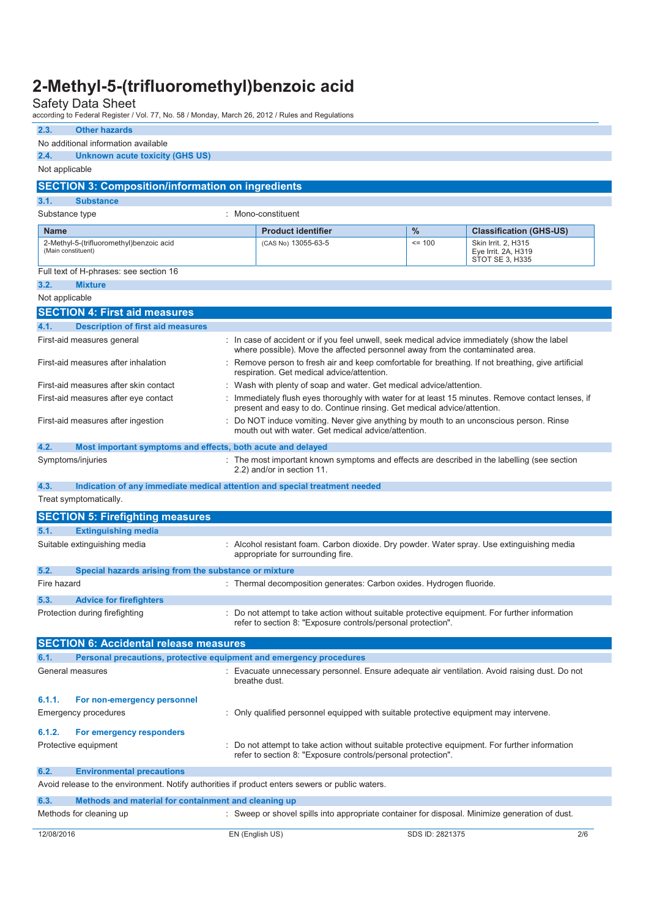### 2.3. Other hazards

No additional information available

### 2.4. Unknown acute toxicity (GHS US)

Not applicable

## SECTION 3: Composition/information on ingredients

### 3.1. Substance

Substance type : Mono-constituent

| Name | Product identifier | % | Classification (GHS-US) |
|---|---|---|---|
| 2-Methyl-5-(trifluoromethyl)benzoic acid (Main constituent) | (CAS No) 13055-63-5 | <= 100 | Skin Irrit. 2, H315<br>Eye Irrit. 2A, H319<br>STOT SE 3, H335 |

Full text of H-phrases: see section 16

### 3.2. Mixture

Not applicable

## SECTION 4: First aid measures

### 4.1. Description of first aid measures

First-aid measures general : In case of accident or if you feel unwell, seek medical advice immediately (show the label where possible). Move the affected personnel away from the contaminated area.

First-aid measures after inhalation : Remove person to fresh air and keep comfortable for breathing. If not breathing, give artificial respiration. Get medical advice/attention.

First-aid measures after skin contact : Wash with plenty of soap and water. Get medical advice/attention.

First-aid measures after eye contact : Immediately flush eyes thoroughly with water for at least 15 minutes. Remove contact lenses, if present and easy to do. Continue rinsing. Get medical advice/attention.

First-aid measures after ingestion : Do NOT induce vomiting. Never give anything by mouth to an unconscious person. Rinse mouth out with water. Get medical advice/attention.

### 4.2. Most important symptoms and effects, both acute and delayed

Symptoms/injuries : The most important known symptoms and effects are described in the labelling (see section 2.2) and/or in section 11.

### 4.3. Indication of any immediate medical attention and special treatment needed

Treat symptomatically.

## SECTION 5: Firefighting measures

### 5.1. Extinguishing media

Suitable extinguishing media : Alcohol resistant foam. Carbon dioxide. Dry powder. Water spray. Use extinguishing media appropriate for surrounding fire.

### 5.2. Special hazards arising from the substance or mixture

Fire hazard : Thermal decomposition generates: Carbon oxides. Hydrogen fluoride.

### 5.3. Advice for firefighters

Protection during firefighting : Do not attempt to take action without suitable protective equipment. For further information refer to section 8: "Exposure controls/personal protection".

## SECTION 6: Accidental release measures

### 6.1. Personal precautions, protective equipment and emergency procedures

General measures : Evacuate unnecessary personnel. Ensure adequate air ventilation. Avoid raising dust. Do not breathe dust.

#### 6.1.1. For non-emergency personnel

Emergency procedures : Only qualified personnel equipped with suitable protective equipment may intervene.

#### 6.1.2. For emergency responders

Protective equipment : Do not attempt to take action without suitable protective equipment. For further information refer to section 8: "Exposure controls/personal protection".

### 6.2. Environmental precautions

Avoid release to the environment. Notify authorities if product enters sewers or public waters.

### 6.3. Methods and material for containment and cleaning up

Methods for cleaning up : Sweep or shovel spills into appropriate container for disposal. Minimize generation of dust.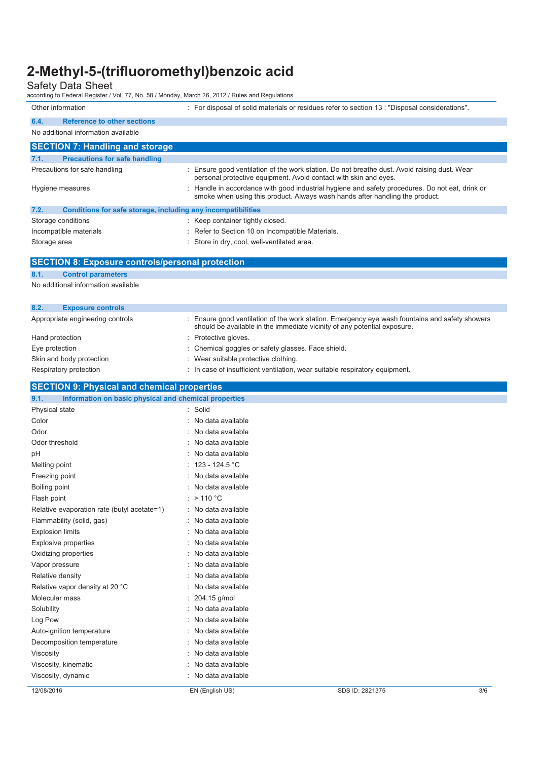| | |
|---|---|
| Other information | : For disposal of solid materials or residues refer to section 13 : "Disposal considerations". |

### 6.4. Reference to other sections

No additional information available

## SECTION 7: Handling and storage

### 7.1. Precautions for safe handling

| | |
|---|---|
| Precautions for safe handling | : Ensure good ventilation of the work station. Do not breathe dust. Avoid raising dust. Wear personal protective equipment. Avoid contact with skin and eyes. |
| Hygiene measures | : Handle in accordance with good industrial hygiene and safety procedures. Do not eat, drink or smoke when using this product. Always wash hands after handling the product. |

### 7.2. Conditions for safe storage, including any incompatibilities

| | |
|---|---|
| Storage conditions | : Keep container tightly closed. |
| Incompatible materials | : Refer to Section 10 on Incompatible Materials. |
| Storage area | : Store in dry, cool, well-ventilated area. |

## SECTION 8: Exposure controls/personal protection

### 8.1. Control parameters

No additional information available

### 8.2. Exposure controls

| | |
|---|---|
| Appropriate engineering controls | : Ensure good ventilation of the work station. Emergency eye wash fountains and safety showers should be available in the immediate vicinity of any potential exposure. |
| Hand protection | : Protective gloves. |
| Eye protection | : Chemical goggles or safety glasses. Face shield. |
| Skin and body protection | : Wear suitable protective clothing. |
| Respiratory protection | : In case of insufficient ventilation, wear suitable respiratory equipment. |

## SECTION 9: Physical and chemical properties

### 9.1. Information on basic physical and chemical properties

| | |
|---|---|
| Physical state | : Solid |
| Color | : No data available |
| Odor | : No data available |
| Odor threshold | : No data available |
| pH | : No data available |
| Melting point | : 123 - 124.5 °C |
| Freezing point | : No data available |
| Boiling point | : No data available |
| Flash point | : > 110 °C |
| Relative evaporation rate (butyl acetate=1) | : No data available |
| Flammability (solid, gas) | : No data available |
| Explosion limits | : No data available |
| Explosive properties | : No data available |
| Oxidizing properties | : No data available |
| Vapor pressure | : No data available |
| Relative density | : No data available |
| Relative vapor density at 20 °C | : No data available |
| Molecular mass | : 204.15 g/mol |
| Solubility | : No data available |
| Log Pow | : No data available |
| Auto-ignition temperature | : No data available |
| Decomposition temperature | : No data available |
| Viscosity | : No data available |
| Viscosity, kinematic | : No data available |
| Viscosity, dynamic | : No data available |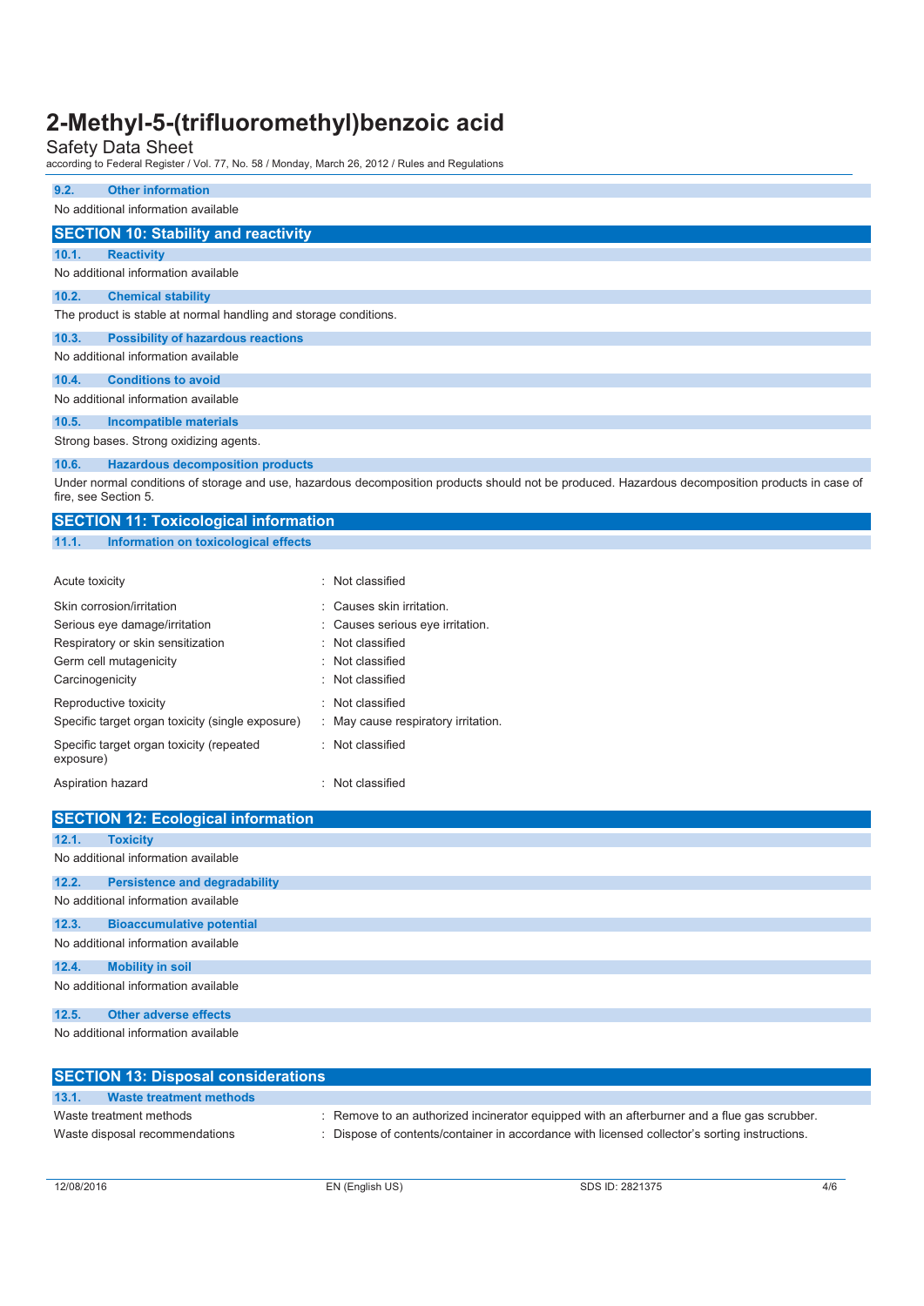### 9.2. Other information

No additional information available

## SECTION 10: Stability and reactivity

### 10.1. Reactivity

No additional information available

### 10.2. Chemical stability

The product is stable at normal handling and storage conditions.

### 10.3. Possibility of hazardous reactions

No additional information available

### 10.4. Conditions to avoid

No additional information available

### 10.5. Incompatible materials

Strong bases. Strong oxidizing agents.

### 10.6. Hazardous decomposition products

Under normal conditions of storage and use, hazardous decomposition products should not be produced. Hazardous decomposition products in case of fire, see Section 5.

## SECTION 11: Toxicological information

### 11.1. Information on toxicological effects

| | |
|---|---|
| Acute toxicity | : Not classified |
| Skin corrosion/irritation | : Causes skin irritation. |
| Serious eye damage/irritation | : Causes serious eye irritation. |
| Respiratory or skin sensitization | : Not classified |
| Germ cell mutagenicity | : Not classified |
| Carcinogenicity | : Not classified |
| Reproductive toxicity | : Not classified |
| Specific target organ toxicity (single exposure) | : May cause respiratory irritation. |
| Specific target organ toxicity (repeated exposure) | : Not classified |
| Aspiration hazard | : Not classified |

## SECTION 12: Ecological information

### 12.1. Toxicity

No additional information available

### 12.2. Persistence and degradability

No additional information available

### 12.3. Bioaccumulative potential

No additional information available

### 12.4. Mobility in soil

No additional information available

### 12.5. Other adverse effects

No additional information available

## SECTION 13: Disposal considerations

### 13.1. Waste treatment methods

| | |
|---|---|
| Waste treatment methods | : Remove to an authorized incinerator equipped with an afterburner and a flue gas scrubber. |
| Waste disposal recommendations | : Dispose of contents/container in accordance with licensed collector's sorting instructions. |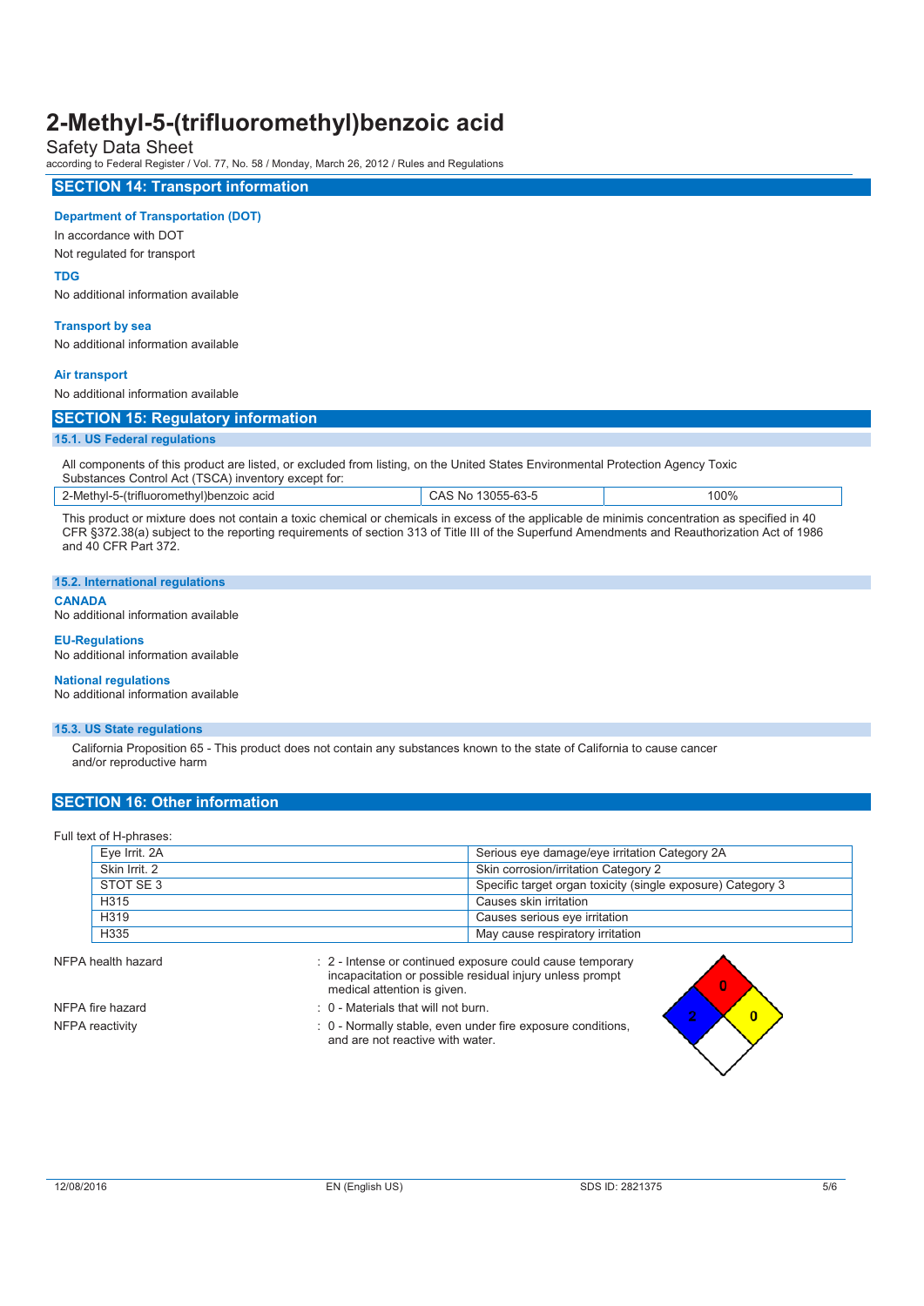## SECTION 14: Transport information

### Department of Transportation (DOT)

In accordance with DOT

Not regulated for transport

### TDG

No additional information available

### Transport by sea

No additional information available

### Air transport

No additional information available

## SECTION 15: Regulatory information

### 15.1. US Federal regulations

All components of this product are listed, or excluded from listing, on the United States Environmental Protection Agency Toxic Substances Control Act (TSCA) inventory except for:

| 2-Methyl-5-(trifluoromethyl)benzoic acid | CAS No 13055-63-5 | 100% |
|---|---|---|

This product or mixture does not contain a toxic chemical or chemicals in excess of the applicable de minimis concentration as specified in 40 CFR §372.38(a) subject to the reporting requirements of section 313 of Title III of the Superfund Amendments and Reauthorization Act of 1986 and 40 CFR Part 372.

### 15.2. International regulations

**CANADA**

No additional information available

**EU-Regulations**

No additional information available

**National regulations**

No additional information available

### 15.3. US State regulations

California Proposition 65 - This product does not contain any substances known to the state of California to cause cancer and/or reproductive harm

## SECTION 16: Other information

Full text of H-phrases:

| | |
|---|---|
| Eye Irrit. 2A | Serious eye damage/eye irritation Category 2A |
| Skin Irrit. 2 | Skin corrosion/irritation Category 2 |
| STOT SE 3 | Specific target organ toxicity (single exposure) Category 3 |
| H315 | Causes skin irritation |
| H319 | Causes serious eye irritation |
| H335 | May cause respiratory irritation |

NFPA health hazard : 2 - Intense or continued exposure could cause temporary incapacitation or possible residual injury unless prompt medical attention is given.

NFPA fire hazard : 0 - Materials that will not burn.

NFPA reactivity : 0 - Normally stable, even under fire exposure conditions, and are not reactive with water.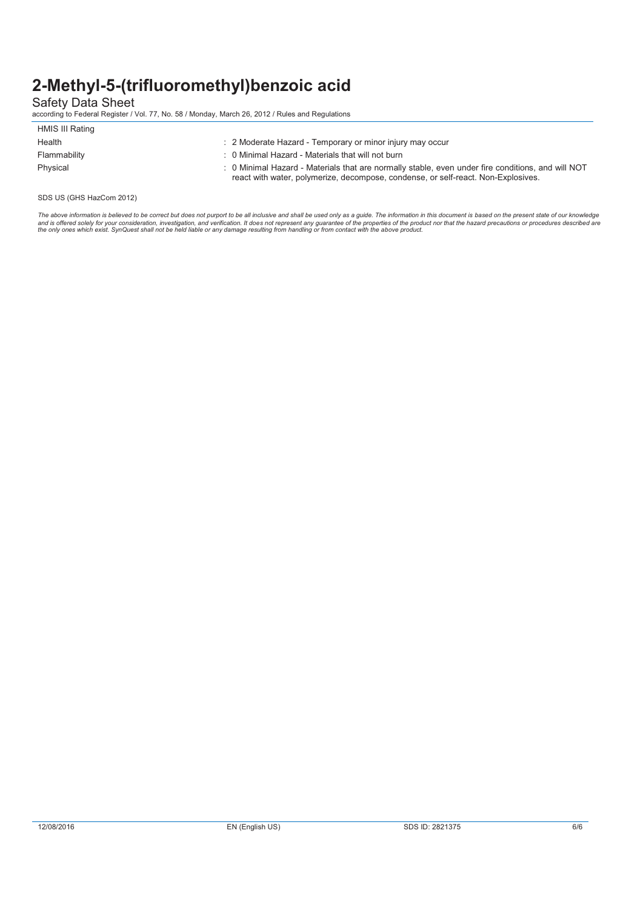HMIS III Rating

| | |
|---|---|
| Health | : 2 Moderate Hazard - Temporary or minor injury may occur |
| Flammability | : 0 Minimal Hazard - Materials that will not burn |
| Physical | : 0 Minimal Hazard - Materials that are normally stable, even under fire conditions, and will NOT react with water, polymerize, decompose, condense, or self-react. Non-Explosives. |

SDS US (GHS HazCom 2012)

*The above information is believed to be correct but does not purport to be all inclusive and shall be used only as a guide. The information in this document is based on the present state of our knowledge and is offered solely for your consideration, investigation, and verification. It does not represent any guarantee of the properties of the product nor that the hazard precautions or procedures described are the only ones which exist. SynQuest shall not be held liable or any damage resulting from handling or from contact with the above product.*